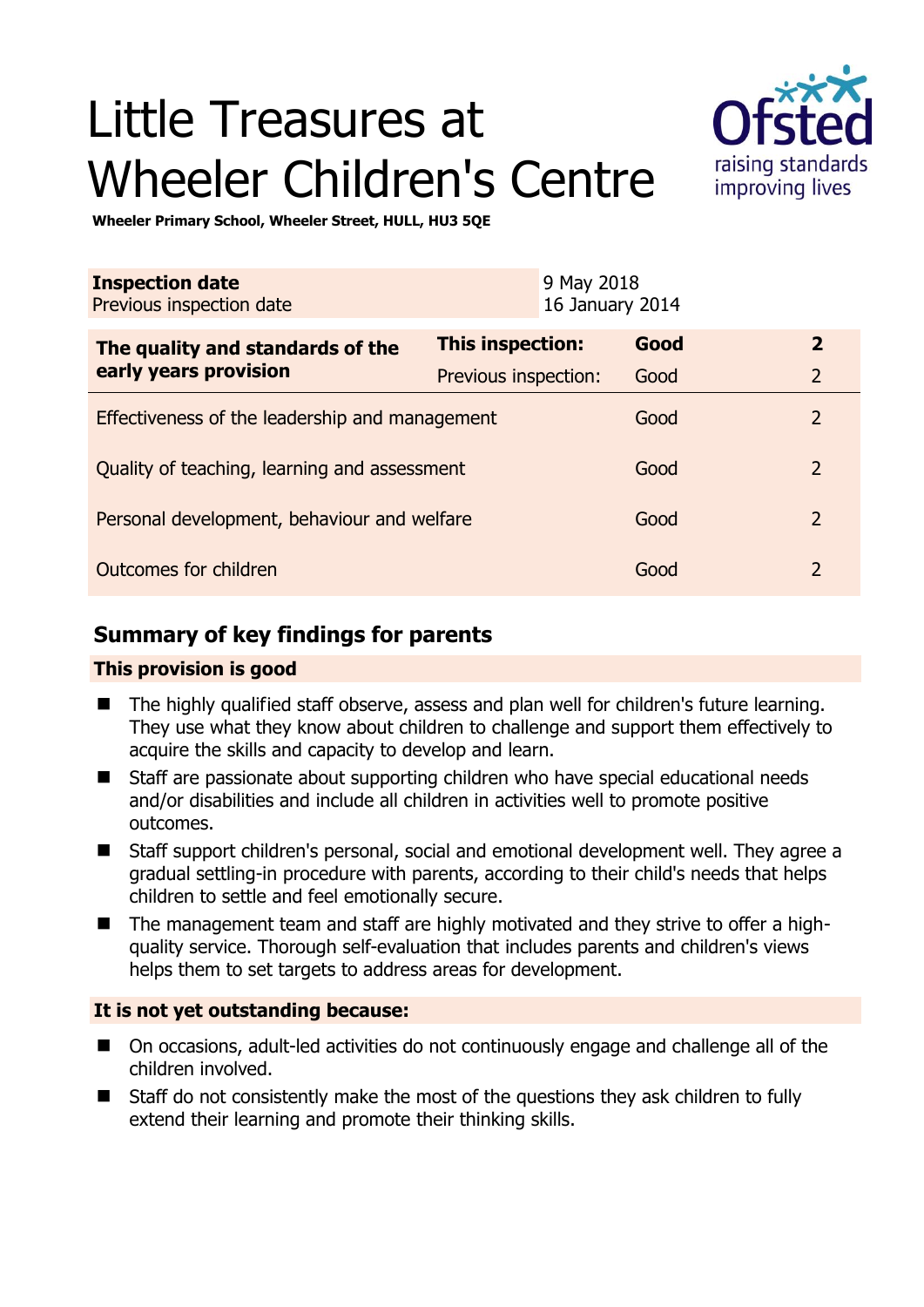# Little Treasures at Wheeler Children's Centre

**Wheeler Primary School, Wheeler Street, HULL, HU3 5QE**

| **Inspection date** | 9 May 2018 |
|---|---|
| Previous inspection date | 16 January 2014 |

| **The quality and standards of the early years provision** | **This inspection:** | **Good** | **2** |
|---|---|---|---|
| | Previous inspection: | Good | 2 |
| Effectiveness of the leadership and management | | Good | 2 |
| Quality of teaching, learning and assessment | | Good | 2 |
| Personal development, behaviour and welfare | | Good | 2 |
| Outcomes for children | | Good | 2 |

## Summary of key findings for parents

### This provision is good

- The highly qualified staff observe, assess and plan well for children's future learning. They use what they know about children to challenge and support them effectively to acquire the skills and capacity to develop and learn.
- Staff are passionate about supporting children who have special educational needs and/or disabilities and include all children in activities well to promote positive outcomes.
- Staff support children's personal, social and emotional development well. They agree a gradual settling-in procedure with parents, according to their child's needs that helps children to settle and feel emotionally secure.
- The management team and staff are highly motivated and they strive to offer a high-quality service. Thorough self-evaluation that includes parents and children's views helps them to set targets to address areas for development.

### It is not yet outstanding because:

- On occasions, adult-led activities do not continuously engage and challenge all of the children involved.
- Staff do not consistently make the most of the questions they ask children to fully extend their learning and promote their thinking skills.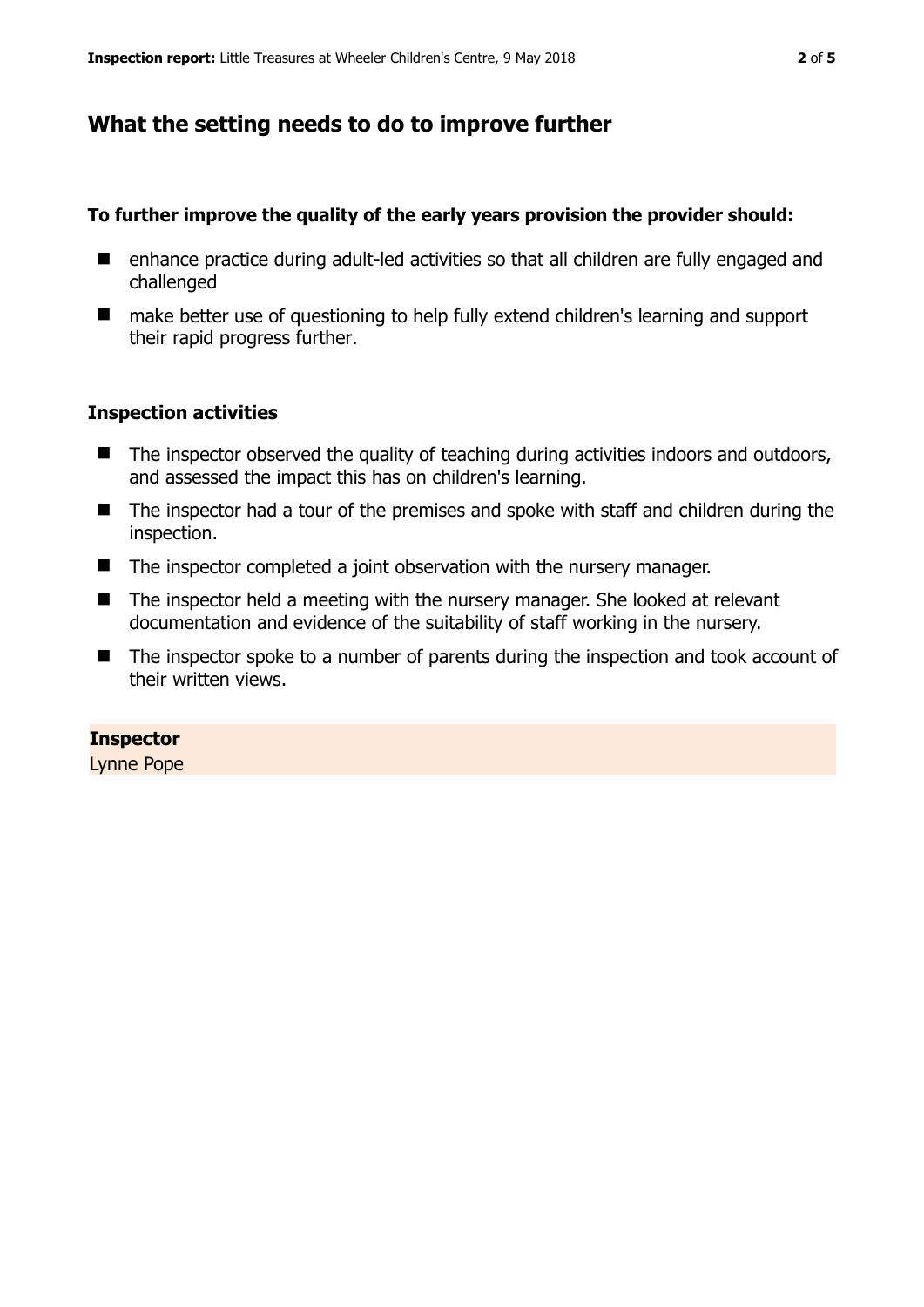## What the setting needs to do to improve further

**To further improve the quality of the early years provision the provider should:**

- enhance practice during adult-led activities so that all children are fully engaged and challenged
- make better use of questioning to help fully extend children's learning and support their rapid progress further.

### Inspection activities

- The inspector observed the quality of teaching during activities indoors and outdoors, and assessed the impact this has on children's learning.
- The inspector had a tour of the premises and spoke with staff and children during the inspection.
- The inspector completed a joint observation with the nursery manager.
- The inspector held a meeting with the nursery manager. She looked at relevant documentation and evidence of the suitability of staff working in the nursery.
- The inspector spoke to a number of parents during the inspection and took account of their written views.

**Inspector**
Lynne Pope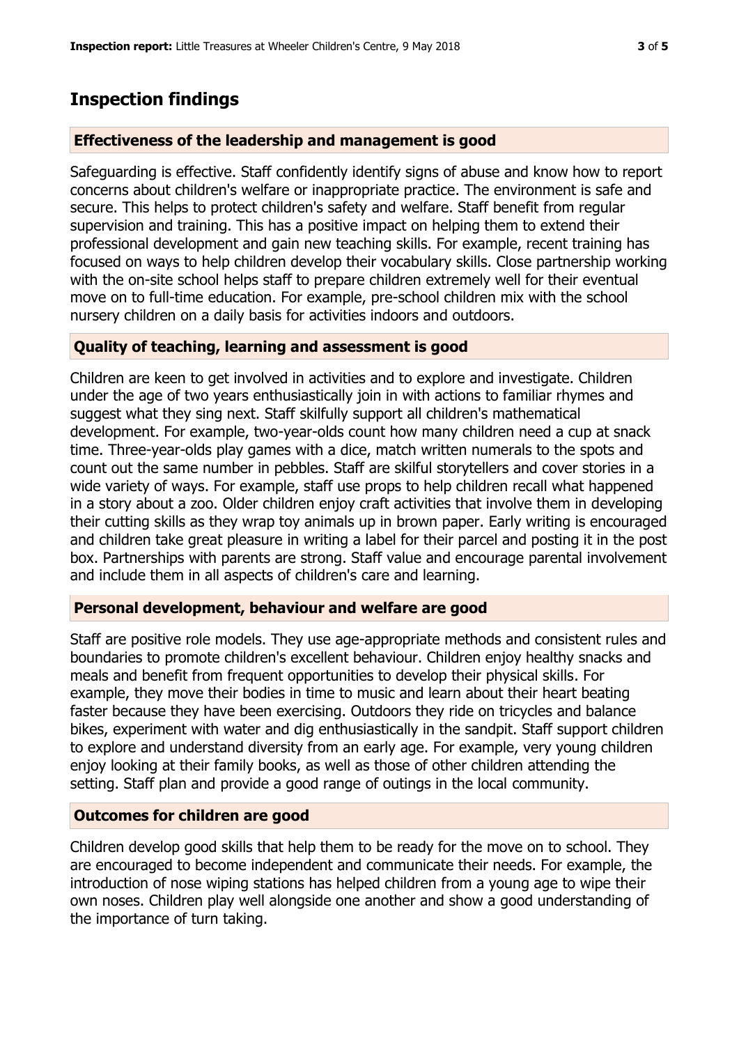# Inspection findings

## Effectiveness of the leadership and management is good

Safeguarding is effective. Staff confidently identify signs of abuse and know how to report concerns about children's welfare or inappropriate practice. The environment is safe and secure. This helps to protect children's safety and welfare. Staff benefit from regular supervision and training. This has a positive impact on helping them to extend their professional development and gain new teaching skills. For example, recent training has focused on ways to help children develop their vocabulary skills. Close partnership working with the on-site school helps staff to prepare children extremely well for their eventual move on to full-time education. For example, pre-school children mix with the school nursery children on a daily basis for activities indoors and outdoors.

## Quality of teaching, learning and assessment is good

Children are keen to get involved in activities and to explore and investigate. Children under the age of two years enthusiastically join in with actions to familiar rhymes and suggest what they sing next. Staff skilfully support all children's mathematical development. For example, two-year-olds count how many children need a cup at snack time. Three-year-olds play games with a dice, match written numerals to the spots and count out the same number in pebbles. Staff are skilful storytellers and cover stories in a wide variety of ways. For example, staff use props to help children recall what happened in a story about a zoo. Older children enjoy craft activities that involve them in developing their cutting skills as they wrap toy animals up in brown paper. Early writing is encouraged and children take great pleasure in writing a label for their parcel and posting it in the post box. Partnerships with parents are strong. Staff value and encourage parental involvement and include them in all aspects of children's care and learning.

## Personal development, behaviour and welfare are good

Staff are positive role models. They use age-appropriate methods and consistent rules and boundaries to promote children's excellent behaviour. Children enjoy healthy snacks and meals and benefit from frequent opportunities to develop their physical skills. For example, they move their bodies in time to music and learn about their heart beating faster because they have been exercising. Outdoors they ride on tricycles and balance bikes, experiment with water and dig enthusiastically in the sandpit. Staff support children to explore and understand diversity from an early age. For example, very young children enjoy looking at their family books, as well as those of other children attending the setting. Staff plan and provide a good range of outings in the local community.

## Outcomes for children are good

Children develop good skills that help them to be ready for the move on to school. They are encouraged to become independent and communicate their needs. For example, the introduction of nose wiping stations has helped children from a young age to wipe their own noses. Children play well alongside one another and show a good understanding of the importance of turn taking.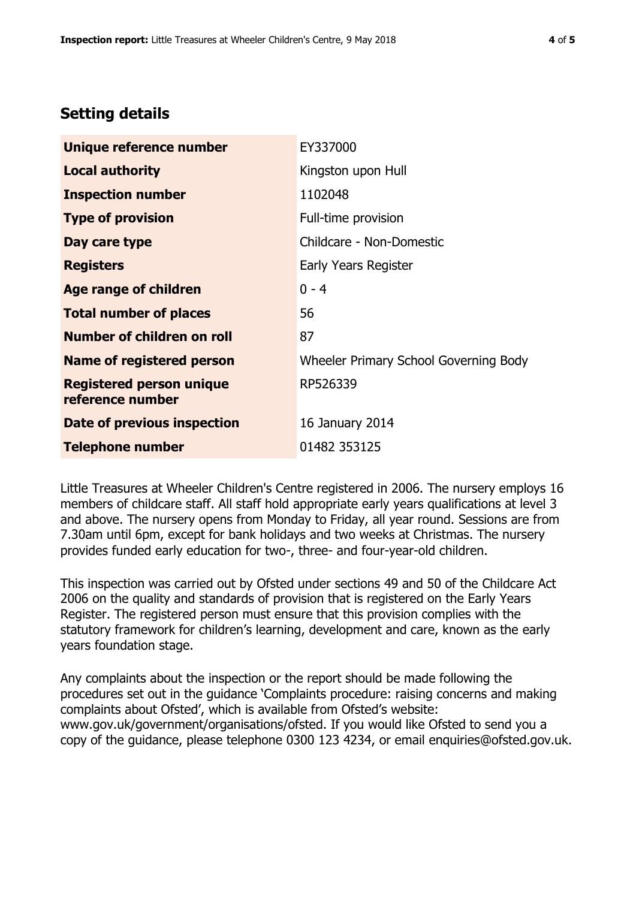## Setting details

| | |
|---|---|
| **Unique reference number** | EY337000 |
| **Local authority** | Kingston upon Hull |
| **Inspection number** | 1102048 |
| **Type of provision** | Full-time provision |
| **Day care type** | Childcare - Non-Domestic |
| **Registers** | Early Years Register |
| **Age range of children** | 0 - 4 |
| **Total number of places** | 56 |
| **Number of children on roll** | 87 |
| **Name of registered person** | Wheeler Primary School Governing Body |
| **Registered person unique reference number** | RP526339 |
| **Date of previous inspection** | 16 January 2014 |
| **Telephone number** | 01482 353125 |

Little Treasures at Wheeler Children's Centre registered in 2006. The nursery employs 16 members of childcare staff. All staff hold appropriate early years qualifications at level 3 and above. The nursery opens from Monday to Friday, all year round. Sessions are from 7.30am until 6pm, except for bank holidays and two weeks at Christmas. The nursery provides funded early education for two-, three- and four-year-old children.

This inspection was carried out by Ofsted under sections 49 and 50 of the Childcare Act 2006 on the quality and standards of provision that is registered on the Early Years Register. The registered person must ensure that this provision complies with the statutory framework for children's learning, development and care, known as the early years foundation stage.

Any complaints about the inspection or the report should be made following the procedures set out in the guidance 'Complaints procedure: raising concerns and making complaints about Ofsted', which is available from Ofsted's website: www.gov.uk/government/organisations/ofsted. If you would like Ofsted to send you a copy of the guidance, please telephone 0300 123 4234, or email enquiries@ofsted.gov.uk.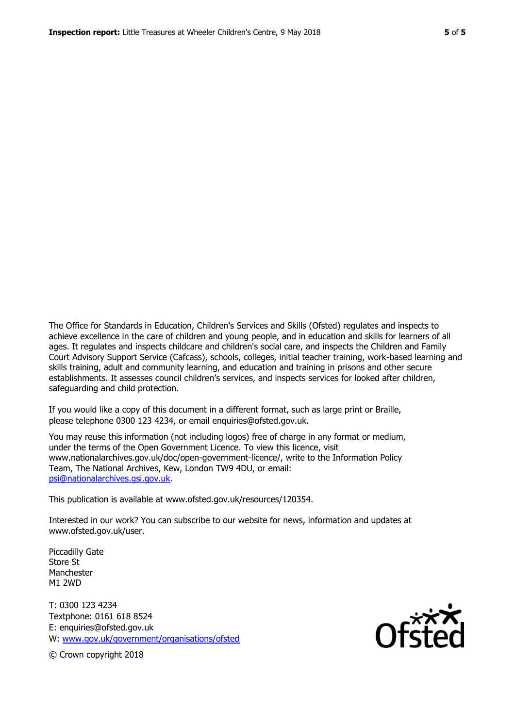The Office for Standards in Education, Children's Services and Skills (Ofsted) regulates and inspects to achieve excellence in the care of children and young people, and in education and skills for learners of all ages. It regulates and inspects childcare and children's social care, and inspects the Children and Family Court Advisory Support Service (Cafcass), schools, colleges, initial teacher training, work-based learning and skills training, adult and community learning, and education and training in prisons and other secure establishments. It assesses council children's services, and inspects services for looked after children, safeguarding and child protection.

If you would like a copy of this document in a different format, such as large print or Braille, please telephone 0300 123 4234, or email enquiries@ofsted.gov.uk.

You may reuse this information (not including logos) free of charge in any format or medium, under the terms of the Open Government Licence. To view this licence, visit www.nationalarchives.gov.uk/doc/open-government-licence/, write to the Information Policy Team, The National Archives, Kew, London TW9 4DU, or email: psi@nationalarchives.gsi.gov.uk.

This publication is available at www.ofsted.gov.uk/resources/120354.

Interested in our work? You can subscribe to our website for news, information and updates at www.ofsted.gov.uk/user.

Piccadilly Gate
Store St
Manchester
M1 2WD

T: 0300 123 4234
Textphone: 0161 618 8524
E: enquiries@ofsted.gov.uk
W: www.gov.uk/government/organisations/ofsted

© Crown copyright 2018